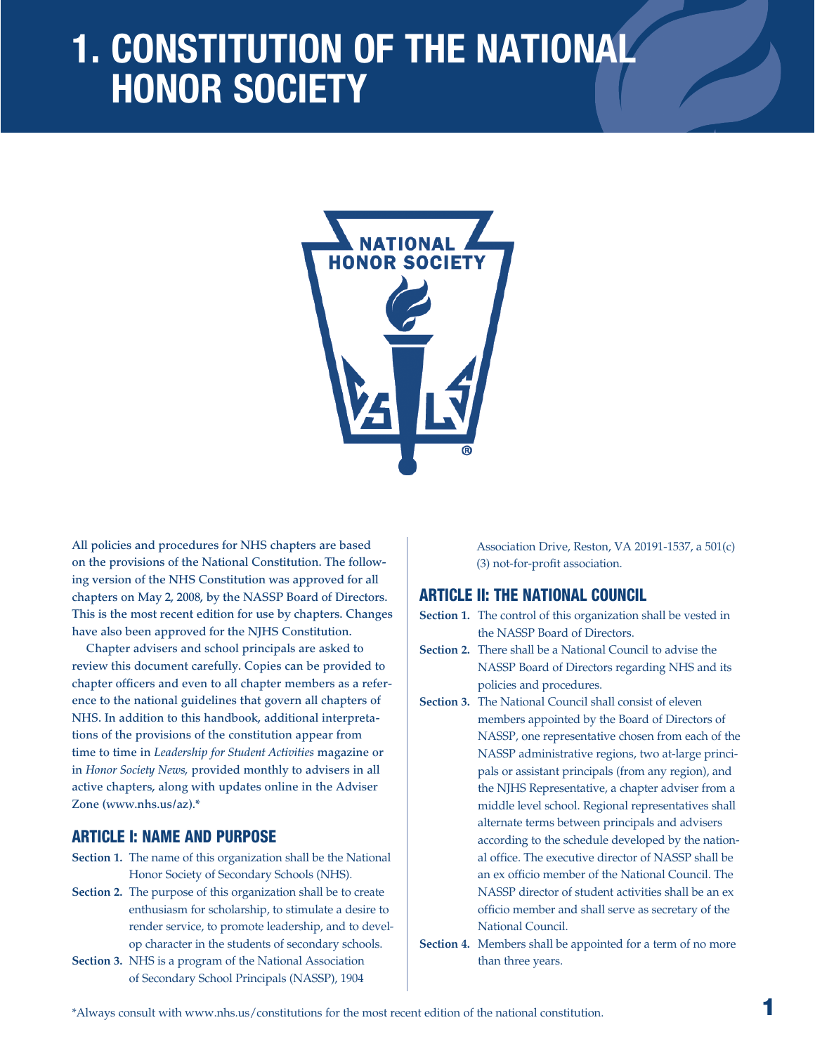# 1. CONSTITUTION OF THE NATIONAL HONOR SOCIETY

**All policies and procedures for NHS chapters are based on the provisions of the National Constitution. The following version of the NHS Constitution was approved for all chapters on May 2, 2008, by the NASSP Board of Directors. This is the most recent edition for use by chapters. Changes have also been approved for the NJHS Constitution.**

**Chapter advisers and school principals are asked to review this document carefully. Copies can be provided to chapter officers and even to all chapter members as a reference to the national guidelines that govern all chapters of NHS. In addition to this handbook, additional interpretations of the provisions of the constitution appear from time to time in *Leadership for Student Activities* magazine or in *Honor Society News*, provided monthly to advisers in all active chapters, along with updates online in the Adviser Zone (www.nhs.us/az).***

## ARTICLE I: NAME AND PURPOSE

**Section 1.** The name of this organization shall be the National Honor Society of Secondary Schools (NHS).

**Section 2.** The purpose of this organization shall be to create enthusiasm for scholarship, to stimulate a desire to render service, to promote leadership, and to develop character in the students of secondary schools.

**Section 3.** NHS is a program of the National Association of Secondary School Principals (NASSP), 1904 Association Drive, Reston, VA 20191-1537, a 501(c)(3) not-for-profit association.

## ARTICLE II: THE NATIONAL COUNCIL

**Section 1.** The control of this organization shall be vested in the NASSP Board of Directors.

**Section 2.** There shall be a National Council to advise the NASSP Board of Directors regarding NHS and its policies and procedures.

**Section 3.** The National Council shall consist of eleven members appointed by the Board of Directors of NASSP, one representative chosen from each of the NASSP administrative regions, two at-large principals or assistant principals (from any region), and the NJHS Representative, a chapter adviser from a middle level school. Regional representatives shall alternate terms between principals and advisers according to the schedule developed by the national office. The executive director of NASSP shall be an ex officio member of the National Council. The NASSP director of student activities shall be an ex officio member and shall serve as secretary of the National Council.

**Section 4.** Members shall be appointed for a term of no more than three years.

*Always consult with www.nhs.us/constitutions for the most recent edition of the national constitution.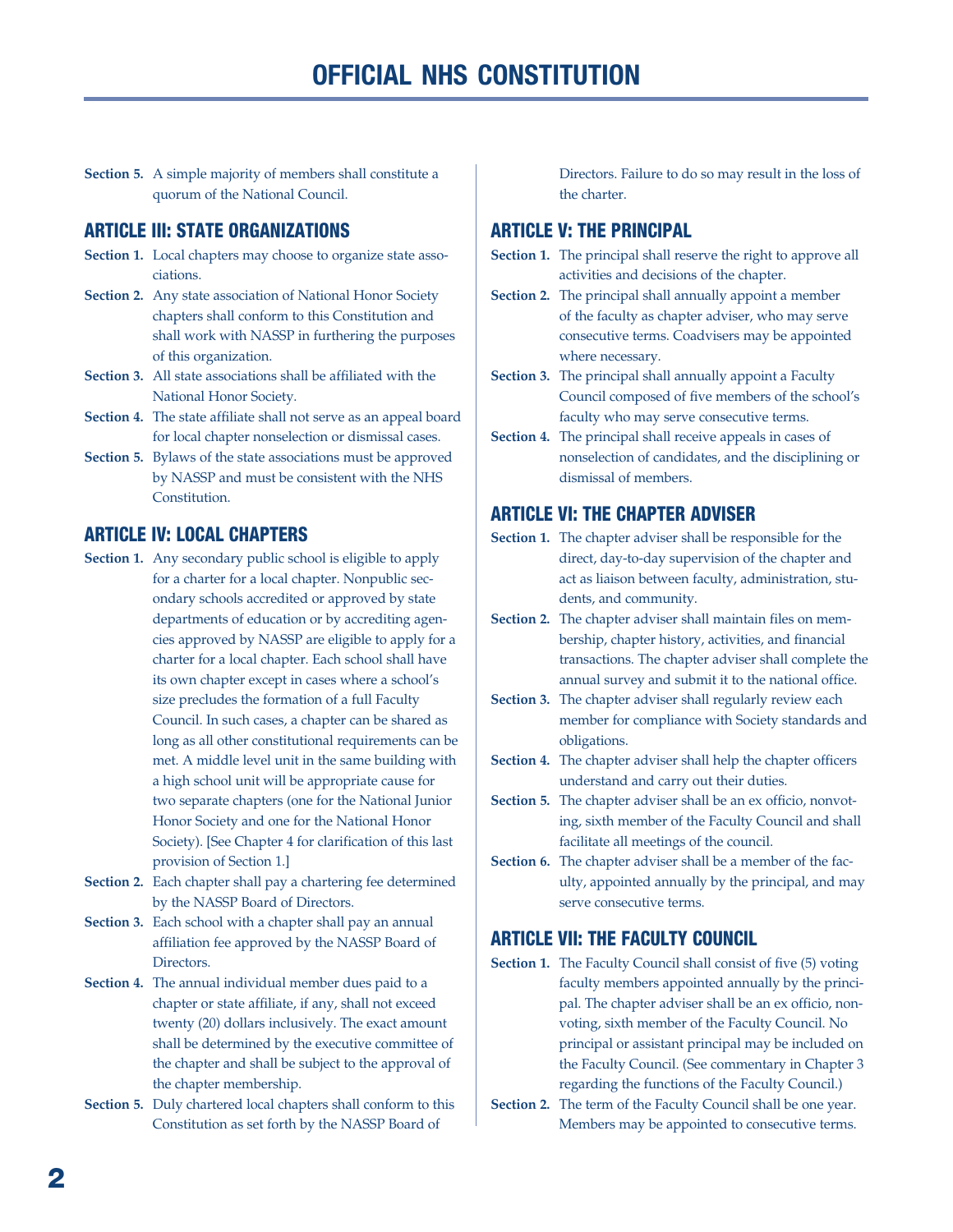# OFFICIAL NHS CONSTITUTION

**Section 5.** A simple majority of members shall constitute a quorum of the National Council.

## ARTICLE III: STATE ORGANIZATIONS

**Section 1.** Local chapters may choose to organize state associations.

**Section 2.** Any state association of National Honor Society chapters shall conform to this Constitution and shall work with NASSP in furthering the purposes of this organization.

**Section 3.** All state associations shall be affiliated with the National Honor Society.

**Section 4.** The state affiliate shall not serve as an appeal board for local chapter nonselection or dismissal cases.

**Section 5.** Bylaws of the state associations must be approved by NASSP and must be consistent with the NHS Constitution.

## ARTICLE IV: LOCAL CHAPTERS

**Section 1.** Any secondary public school is eligible to apply for a charter for a local chapter. Nonpublic secondary schools accredited or approved by state departments of education or by accrediting agencies approved by NASSP are eligible to apply for a charter for a local chapter. Each school shall have its own chapter except in cases where a school's size precludes the formation of a full Faculty Council. In such cases, a chapter can be shared as long as all other constitutional requirements can be met. A middle level unit in the same building with a high school unit will be appropriate cause for two separate chapters (one for the National Junior Honor Society and one for the National Honor Society). [See Chapter 4 for clarification of this last provision of Section 1.]

**Section 2.** Each chapter shall pay a chartering fee determined by the NASSP Board of Directors.

**Section 3.** Each school with a chapter shall pay an annual affiliation fee approved by the NASSP Board of Directors.

**Section 4.** The annual individual member dues paid to a chapter or state affiliate, if any, shall not exceed twenty (20) dollars inclusively. The exact amount shall be determined by the executive committee of the chapter and shall be subject to the approval of the chapter membership.

**Section 5.** Duly chartered local chapters shall conform to this Constitution as set forth by the NASSP Board of Directors. Failure to do so may result in the loss of the charter.

## ARTICLE V: THE PRINCIPAL

**Section 1.** The principal shall reserve the right to approve all activities and decisions of the chapter.

**Section 2.** The principal shall annually appoint a member of the faculty as chapter adviser, who may serve consecutive terms. Coadvisers may be appointed where necessary.

**Section 3.** The principal shall annually appoint a Faculty Council composed of five members of the school's faculty who may serve consecutive terms.

**Section 4.** The principal shall receive appeals in cases of nonselection of candidates, and the disciplining or dismissal of members.

## ARTICLE VI: THE CHAPTER ADVISER

**Section 1.** The chapter adviser shall be responsible for the direct, day-to-day supervision of the chapter and act as liaison between faculty, administration, students, and community.

**Section 2.** The chapter adviser shall maintain files on membership, chapter history, activities, and financial transactions. The chapter adviser shall complete the annual survey and submit it to the national office.

**Section 3.** The chapter adviser shall regularly review each member for compliance with Society standards and obligations.

**Section 4.** The chapter adviser shall help the chapter officers understand and carry out their duties.

**Section 5.** The chapter adviser shall be an ex officio, nonvoting, sixth member of the Faculty Council and shall facilitate all meetings of the council.

**Section 6.** The chapter adviser shall be a member of the faculty, appointed annually by the principal, and may serve consecutive terms.

## ARTICLE VII: THE FACULTY COUNCIL

**Section 1.** The Faculty Council shall consist of five (5) voting faculty members appointed annually by the principal. The chapter adviser shall be an ex officio, nonvoting, sixth member of the Faculty Council. No principal or assistant principal may be included on the Faculty Council. (See commentary in Chapter 3 regarding the functions of the Faculty Council.)

**Section 2.** The term of the Faculty Council shall be one year. Members may be appointed to consecutive terms.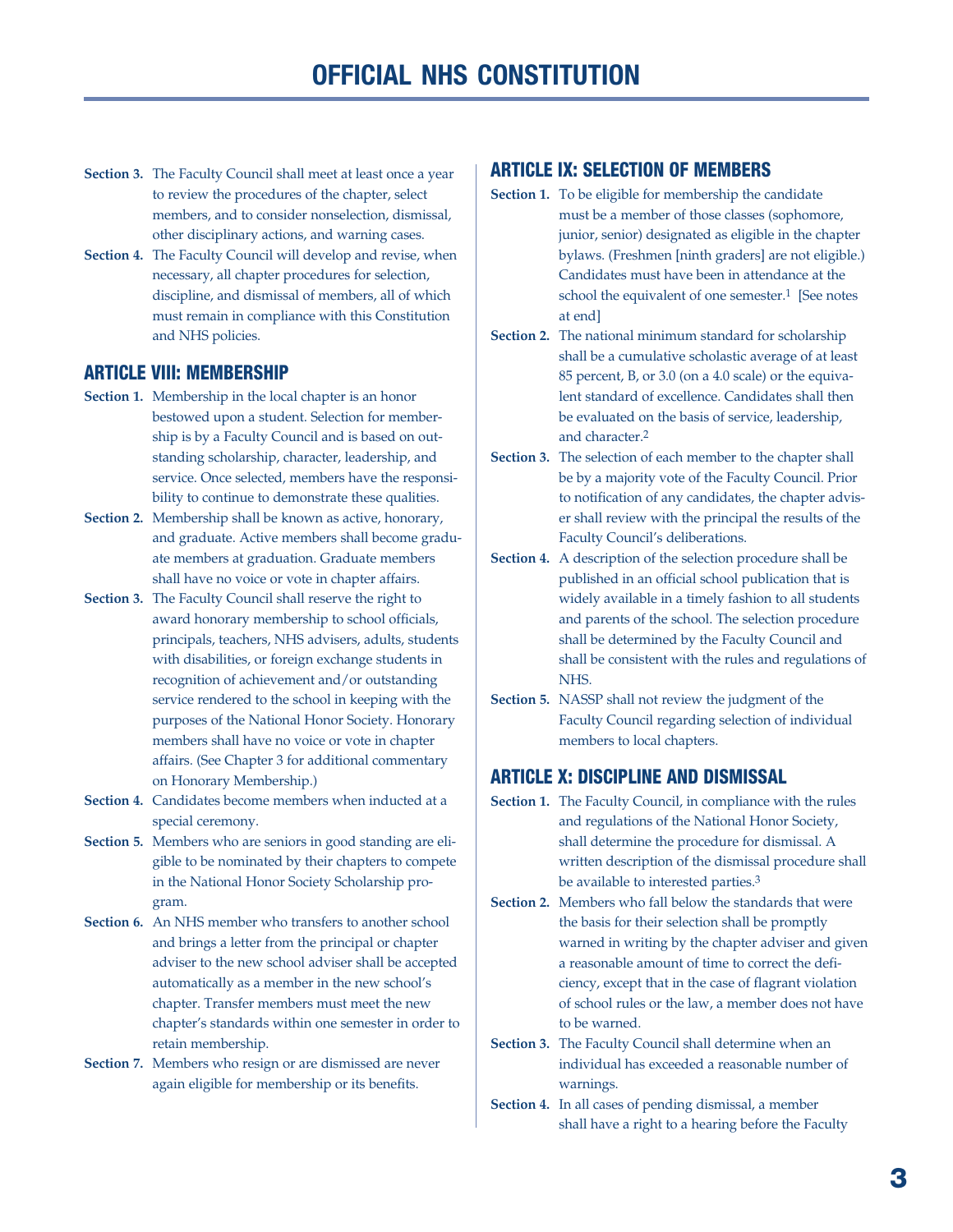# OFFICIAL NHS CONSTITUTION

**Section 3.** The Faculty Council shall meet at least once a year to review the procedures of the chapter, select members, and to consider nonselection, dismissal, other disciplinary actions, and warning cases.

**Section 4.** The Faculty Council will develop and revise, when necessary, all chapter procedures for selection, discipline, and dismissal of members, all of which must remain in compliance with this Constitution and NHS policies.

## ARTICLE VIII: MEMBERSHIP

**Section 1.** Membership in the local chapter is an honor bestowed upon a student. Selection for membership is by a Faculty Council and is based on outstanding scholarship, character, leadership, and service. Once selected, members have the responsibility to continue to demonstrate these qualities.

**Section 2.** Membership shall be known as active, honorary, and graduate. Active members shall become graduate members at graduation. Graduate members shall have no voice or vote in chapter affairs.

**Section 3.** The Faculty Council shall reserve the right to award honorary membership to school officials, principals, teachers, NHS advisers, adults, students with disabilities, or foreign exchange students in recognition of achievement and/or outstanding service rendered to the school in keeping with the purposes of the National Honor Society. Honorary members shall have no voice or vote in chapter affairs. (See Chapter 3 for additional commentary on Honorary Membership.)

**Section 4.** Candidates become members when inducted at a special ceremony.

**Section 5.** Members who are seniors in good standing are eligible to be nominated by their chapters to compete in the National Honor Society Scholarship program.

**Section 6.** An NHS member who transfers to another school and brings a letter from the principal or chapter adviser to the new school adviser shall be accepted automatically as a member in the new school's chapter. Transfer members must meet the new chapter's standards within one semester in order to retain membership.

**Section 7.** Members who resign or are dismissed are never again eligible for membership or its benefits.

## ARTICLE IX: SELECTION OF MEMBERS

**Section 1.** To be eligible for membership the candidate must be a member of those classes (sophomore, junior, senior) designated as eligible in the chapter bylaws. (Freshmen [ninth graders] are not eligible.) Candidates must have been in attendance at the school the equivalent of one semester.[1] [See notes at end]

**Section 2.** The national minimum standard for scholarship shall be a cumulative scholastic average of at least 85 percent, B, or 3.0 (on a 4.0 scale) or the equivalent standard of excellence. Candidates shall then be evaluated on the basis of service, leadership, and character.[2]

**Section 3.** The selection of each member to the chapter shall be by a majority vote of the Faculty Council. Prior to notification of any candidates, the chapter adviser shall review with the principal the results of the Faculty Council's deliberations.

**Section 4.** A description of the selection procedure shall be published in an official school publication that is widely available in a timely fashion to all students and parents of the school. The selection procedure shall be determined by the Faculty Council and shall be consistent with the rules and regulations of NHS.

**Section 5.** NASSP shall not review the judgment of the Faculty Council regarding selection of individual members to local chapters.

## ARTICLE X: DISCIPLINE AND DISMISSAL

**Section 1.** The Faculty Council, in compliance with the rules and regulations of the National Honor Society, shall determine the procedure for dismissal. A written description of the dismissal procedure shall be available to interested parties.[3]

**Section 2.** Members who fall below the standards that were the basis for their selection shall be promptly warned in writing by the chapter adviser and given a reasonable amount of time to correct the deficiency, except that in the case of flagrant violation of school rules or the law, a member does not have to be warned.

**Section 3.** The Faculty Council shall determine when an individual has exceeded a reasonable number of warnings.

**Section 4.** In all cases of pending dismissal, a member shall have a right to a hearing before the Faculty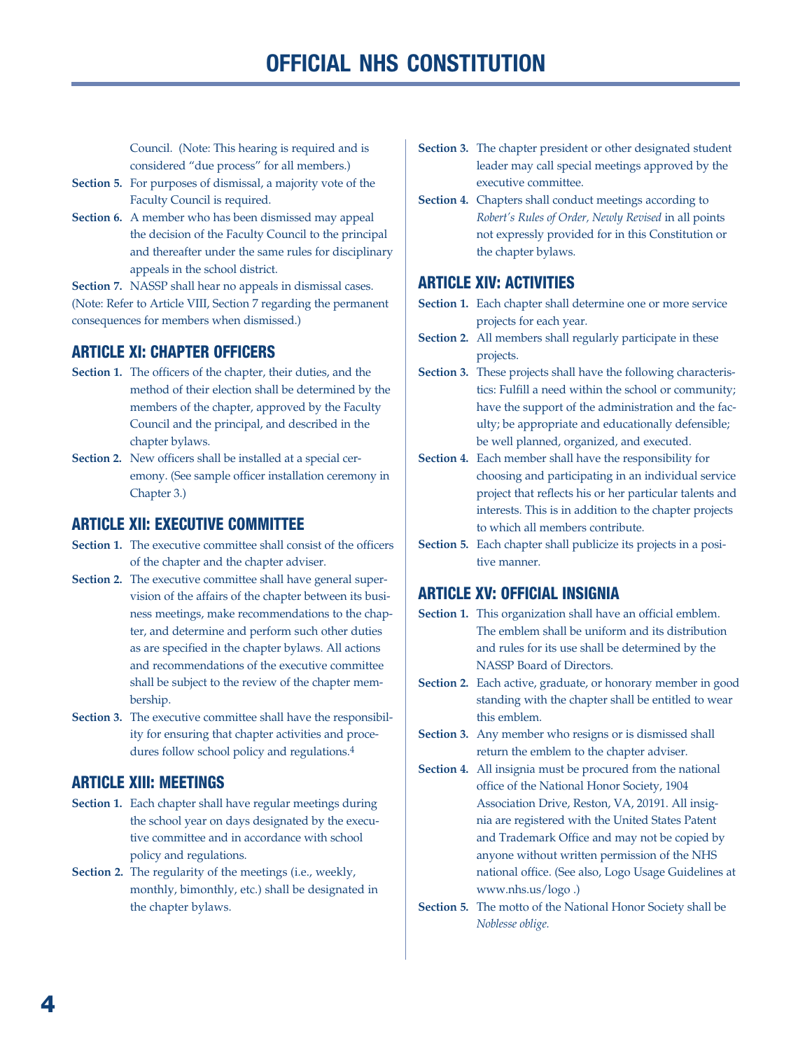Council. (Note: This hearing is required and is considered "due process" for all members.)

**Section 5.** For purposes of dismissal, a majority vote of the Faculty Council is required.

**Section 6.** A member who has been dismissed may appeal the decision of the Faculty Council to the principal and thereafter under the same rules for disciplinary appeals in the school district.

**Section 7.** NASSP shall hear no appeals in dismissal cases.

(Note: Refer to Article VIII, Section 7 regarding the permanent consequences for members when dismissed.)

## ARTICLE XI: CHAPTER OFFICERS

**Section 1.** The officers of the chapter, their duties, and the method of their election shall be determined by the members of the chapter, approved by the Faculty Council and the principal, and described in the chapter bylaws.

**Section 2.** New officers shall be installed at a special ceremony. (See sample officer installation ceremony in Chapter 3.)

## ARTICLE XII: EXECUTIVE COMMITTEE

**Section 1.** The executive committee shall consist of the officers of the chapter and the chapter adviser.

**Section 2.** The executive committee shall have general supervision of the affairs of the chapter between its business meetings, make recommendations to the chapter, and determine and perform such other duties as are specified in the chapter bylaws. All actions and recommendations of the executive committee shall be subject to the review of the chapter membership.

**Section 3.** The executive committee shall have the responsibility for ensuring that chapter activities and procedures follow school policy and regulations.[4]

## ARTICLE XIII: MEETINGS

**Section 1.** Each chapter shall have regular meetings during the school year on days designated by the executive committee and in accordance with school policy and regulations.

**Section 2.** The regularity of the meetings (i.e., weekly, monthly, bimonthly, etc.) shall be designated in the chapter bylaws.

**Section 3.** The chapter president or other designated student leader may call special meetings approved by the executive committee.

**Section 4.** Chapters shall conduct meetings according to *Robert's Rules of Order, Newly Revised* in all points not expressly provided for in this Constitution or the chapter bylaws.

## ARTICLE XIV: ACTIVITIES

**Section 1.** Each chapter shall determine one or more service projects for each year.

**Section 2.** All members shall regularly participate in these projects.

**Section 3.** These projects shall have the following characteristics: Fulfill a need within the school or community; have the support of the administration and the faculty; be appropriate and educationally defensible; be well planned, organized, and executed.

**Section 4.** Each member shall have the responsibility for choosing and participating in an individual service project that reflects his or her particular talents and interests. This is in addition to the chapter projects to which all members contribute.

**Section 5.** Each chapter shall publicize its projects in a positive manner.

## ARTICLE XV: OFFICIAL INSIGNIA

**Section 1.** This organization shall have an official emblem. The emblem shall be uniform and its distribution and rules for its use shall be determined by the NASSP Board of Directors.

**Section 2.** Each active, graduate, or honorary member in good standing with the chapter shall be entitled to wear this emblem.

**Section 3.** Any member who resigns or is dismissed shall return the emblem to the chapter adviser.

**Section 4.** All insignia must be procured from the national office of the National Honor Society, 1904 Association Drive, Reston, VA, 20191. All insignia are registered with the United States Patent and Trademark Office and may not be copied by anyone without written permission of the NHS national office. (See also, Logo Usage Guidelines at www.nhs.us/logo .)

**Section 5.** The motto of the National Honor Society shall be *Noblesse oblige.*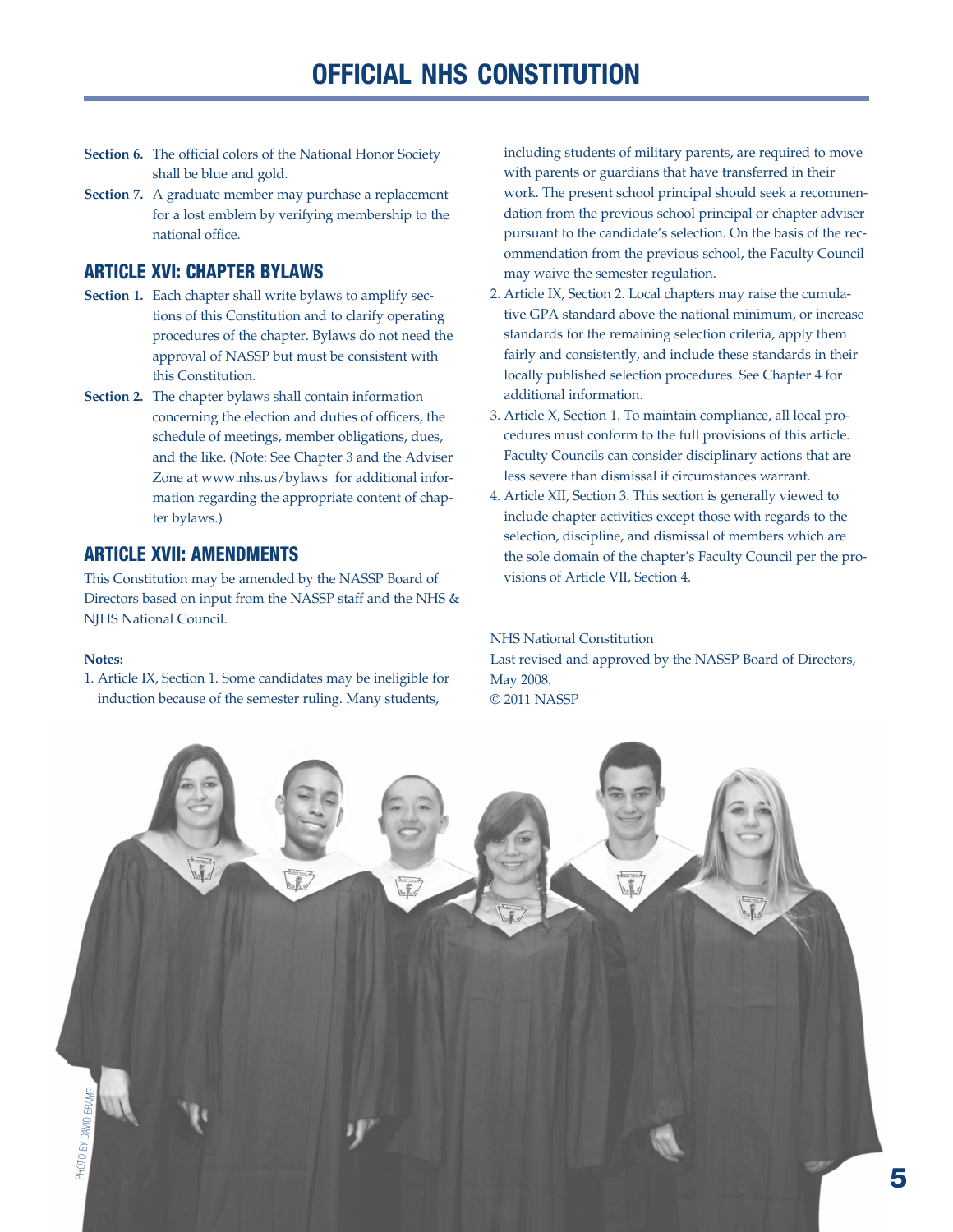**Section 6.** The official colors of the National Honor Society shall be blue and gold.

**Section 7.** A graduate member may purchase a replacement for a lost emblem by verifying membership to the national office.

## ARTICLE XVI: CHAPTER BYLAWS

**Section 1.** Each chapter shall write bylaws to amplify sections of this Constitution and to clarify operating procedures of the chapter. Bylaws do not need the approval of NASSP but must be consistent with this Constitution.

**Section 2.** The chapter bylaws shall contain information concerning the election and duties of officers, the schedule of meetings, member obligations, dues, and the like. (Note: See Chapter 3 and the Adviser Zone at www.nhs.us/bylaws for additional information regarding the appropriate content of chapter bylaws.)

## ARTICLE XVII: AMENDMENTS

This Constitution may be amended by the NASSP Board of Directors based on input from the NASSP staff and the NHS & NJHS National Council.

**Notes:**

1. Article IX, Section 1. Some candidates may be ineligible for induction because of the semester ruling. Many students, including students of military parents, are required to move with parents or guardians that have transferred in their work. The present school principal should seek a recommendation from the previous school principal or chapter adviser pursuant to the candidate's selection. On the basis of the recommendation from the previous school, the Faculty Council may waive the semester regulation.
2. Article IX, Section 2. Local chapters may raise the cumulative GPA standard above the national minimum, or increase standards for the remaining selection criteria, apply them fairly and consistently, and include these standards in their locally published selection procedures. See Chapter 4 for additional information.
3. Article X, Section 1. To maintain compliance, all local procedures must conform to the full provisions of this article. Faculty Councils can consider disciplinary actions that are less severe than dismissal if circumstances warrant.
4. Article XII, Section 3. This section is generally viewed to include chapter activities except those with regards to the selection, discipline, and dismissal of members which are the sole domain of the chapter's Faculty Council per the provisions of Article VII, Section 4.

NHS National Constitution
Last revised and approved by the NASSP Board of Directors, May 2008.
© 2011 NASSP

PHOTO BY DAVID BRAME